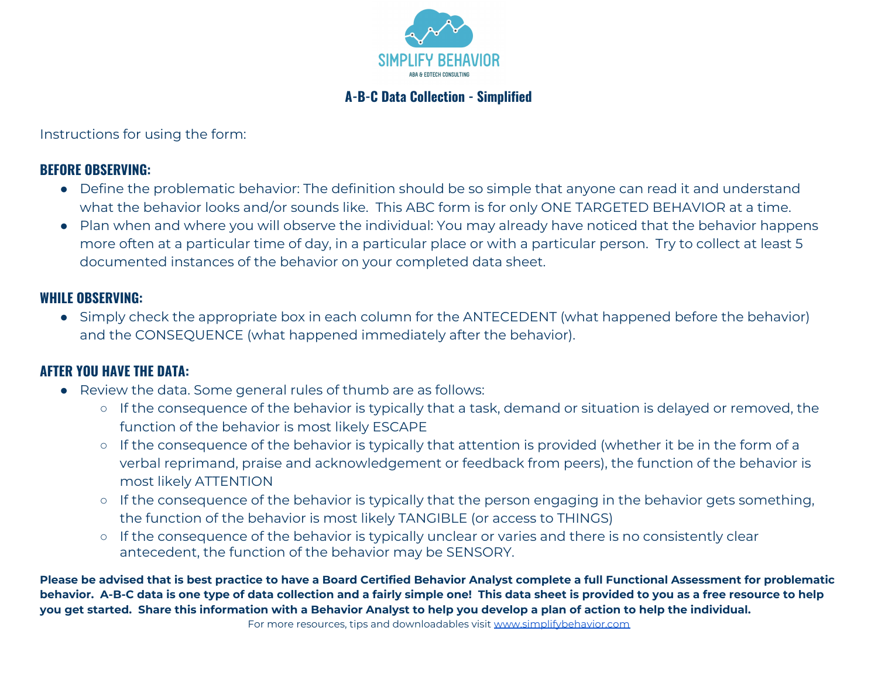SIMPLIFY BEHAVIOR

ABA & EDTECH CONSULTING

# A-B-C Data Collection - Simplified

Instructions for using the form:

## BEFORE OBSERVING:

- Define the problematic behavior: The definition should be so simple that anyone can read it and understand what the behavior looks and/or sounds like. This ABC form is for only ONE TARGETED BEHAVIOR at a time.
- Plan when and where you will observe the individual: You may already have noticed that the behavior happens more often at a particular time of day, in a particular place or with a particular person. Try to collect at least 5 documented instances of the behavior on your completed data sheet.

## WHILE OBSERVING:

- Simply check the appropriate box in each column for the ANTECEDENT (what happened before the behavior) and the CONSEQUENCE (what happened immediately after the behavior).

## AFTER YOU HAVE THE DATA:

- Review the data. Some general rules of thumb are as follows:
  - If the consequence of the behavior is typically that a task, demand or situation is delayed or removed, the function of the behavior is most likely ESCAPE
  - If the consequence of the behavior is typically that attention is provided (whether it be in the form of a verbal reprimand, praise and acknowledgement or feedback from peers), the function of the behavior is most likely ATTENTION
  - If the consequence of the behavior is typically that the person engaging in the behavior gets something, the function of the behavior is most likely TANGIBLE (or access to THINGS)
  - If the consequence of the behavior is typically unclear or varies and there is no consistently clear antecedent, the function of the behavior may be SENSORY.

**Please be advised that is best practice to have a Board Certified Behavior Analyst complete a full Functional Assessment for problematic behavior. A-B-C data is one type of data collection and a fairly simple one! This data sheet is provided to you as a free resource to help you get started. Share this information with a Behavior Analyst to help you develop a plan of action to help the individual.**

For more resources, tips and downloadables visit www.simplifybehavior.com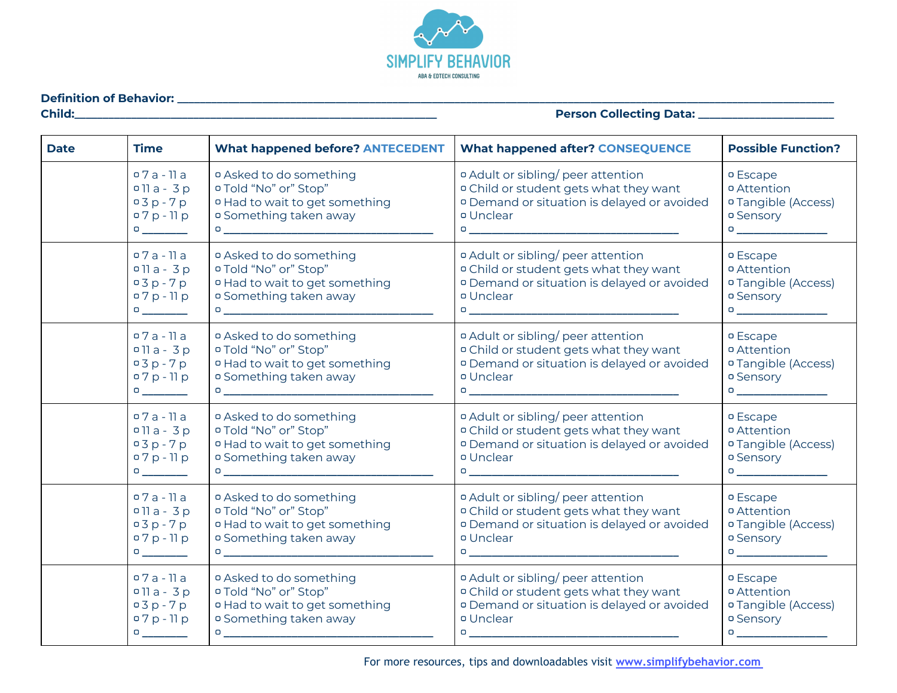SIMPLIFY BEHAVIOR

ABA & EDTECH CONSULTING

**Definition of Behavior:** ______________________________________________________________

**Child:** ______________________________________ **Person Collecting Data:** ________________

| Date | Time | What happened before? ANTECEDENT | What happened after? CONSEQUENCE | Possible Function? |
|---|---|---|---|---|
| | ▫ 7 a - 11 a<br>▫ 11 a - 3 p<br>▫ 3 p - 7 p<br>▫ 7 p - 11 p<br>▫ ________ | ▫ Asked to do something<br>▫ Told "No" or" Stop"<br>▫ Had to wait to get something<br>▫ Something taken away<br>▫ ________________________ | ▫ Adult or sibling/ peer attention<br>▫ Child or student gets what they want<br>▫ Demand or situation is delayed or avoided<br>▫ Unclear<br>▫ ________________________ | ▫ Escape<br>▫ Attention<br>▫ Tangible (Access)<br>▫ Sensory<br>▫ ____________ |
| | ▫ 7 a - 11 a<br>▫ 11 a - 3 p<br>▫ 3 p - 7 p<br>▫ 7 p - 11 p<br>▫ ________ | ▫ Asked to do something<br>▫ Told "No" or" Stop"<br>▫ Had to wait to get something<br>▫ Something taken away<br>▫ ________________________ | ▫ Adult or sibling/ peer attention<br>▫ Child or student gets what they want<br>▫ Demand or situation is delayed or avoided<br>▫ Unclear<br>▫ ________________________ | ▫ Escape<br>▫ Attention<br>▫ Tangible (Access)<br>▫ Sensory<br>▫ ____________ |
| | ▫ 7 a - 11 a<br>▫ 11 a - 3 p<br>▫ 3 p - 7 p<br>▫ 7 p - 11 p<br>▫ ________ | ▫ Asked to do something<br>▫ Told "No" or" Stop"<br>▫ Had to wait to get something<br>▫ Something taken away<br>▫ ________________________ | ▫ Adult or sibling/ peer attention<br>▫ Child or student gets what they want<br>▫ Demand or situation is delayed or avoided<br>▫ Unclear<br>▫ ________________________ | ▫ Escape<br>▫ Attention<br>▫ Tangible (Access)<br>▫ Sensory<br>▫ ____________ |
| | ▫ 7 a - 11 a<br>▫ 11 a - 3 p<br>▫ 3 p - 7 p<br>▫ 7 p - 11 p<br>▫ ________ | ▫ Asked to do something<br>▫ Told "No" or" Stop"<br>▫ Had to wait to get something<br>▫ Something taken away<br>▫ ________________________ | ▫ Adult or sibling/ peer attention<br>▫ Child or student gets what they want<br>▫ Demand or situation is delayed or avoided<br>▫ Unclear<br>▫ ________________________ | ▫ Escape<br>▫ Attention<br>▫ Tangible (Access)<br>▫ Sensory<br>▫ ____________ |
| | ▫ 7 a - 11 a<br>▫ 11 a - 3 p<br>▫ 3 p - 7 p<br>▫ 7 p - 11 p<br>▫ ________ | ▫ Asked to do something<br>▫ Told "No" or" Stop"<br>▫ Had to wait to get something<br>▫ Something taken away<br>▫ ________________________ | ▫ Adult or sibling/ peer attention<br>▫ Child or student gets what they want<br>▫ Demand or situation is delayed or avoided<br>▫ Unclear<br>▫ ________________________ | ▫ Escape<br>▫ Attention<br>▫ Tangible (Access)<br>▫ Sensory<br>▫ ____________ |
| | ▫ 7 a - 11 a<br>▫ 11 a - 3 p<br>▫ 3 p - 7 p<br>▫ 7 p - 11 p<br>▫ ________ | ▫ Asked to do something<br>▫ Told "No" or" Stop"<br>▫ Had to wait to get something<br>▫ Something taken away<br>▫ ________________________ | ▫ Adult or sibling/ peer attention<br>▫ Child or student gets what they want<br>▫ Demand or situation is delayed or avoided<br>▫ Unclear<br>▫ ________________________ | ▫ Escape<br>▫ Attention<br>▫ Tangible (Access)<br>▫ Sensory<br>▫ ____________ |

For more resources, tips and downloadables visit www.simplifybehavior.com